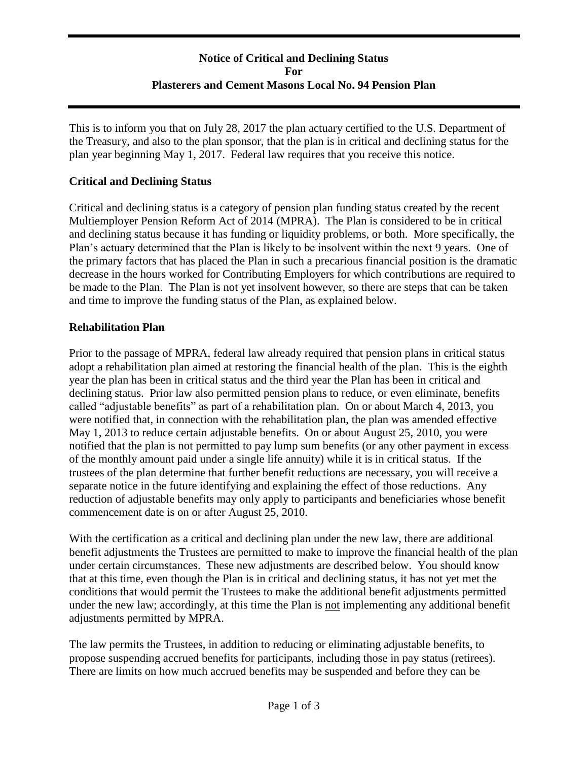# Notice of Critical and Declining Status For Plasterers and Cement Masons Local No. 94 Pension Plan

This is to inform you that on July 28, 2017 the plan actuary certified to the U.S. Department of the Treasury, and also to the plan sponsor, that the plan is in critical and declining status for the plan year beginning May 1, 2017. Federal law requires that you receive this notice.

## Critical and Declining Status

Critical and declining status is a category of pension plan funding status created by the recent Multiemployer Pension Reform Act of 2014 (MPRA). The Plan is considered to be in critical and declining status because it has funding or liquidity problems, or both. More specifically, the Plan's actuary determined that the Plan is likely to be insolvent within the next 9 years. One of the primary factors that has placed the Plan in such a precarious financial position is the dramatic decrease in the hours worked for Contributing Employers for which contributions are required to be made to the Plan. The Plan is not yet insolvent however, so there are steps that can be taken and time to improve the funding status of the Plan, as explained below.

## Rehabilitation Plan

Prior to the passage of MPRA, federal law already required that pension plans in critical status adopt a rehabilitation plan aimed at restoring the financial health of the plan. This is the eighth year the plan has been in critical status and the third year the Plan has been in critical and declining status. Prior law also permitted pension plans to reduce, or even eliminate, benefits called "adjustable benefits" as part of a rehabilitation plan. On or about March 4, 2013, you were notified that, in connection with the rehabilitation plan, the plan was amended effective May 1, 2013 to reduce certain adjustable benefits. On or about August 25, 2010, you were notified that the plan is not permitted to pay lump sum benefits (or any other payment in excess of the monthly amount paid under a single life annuity) while it is in critical status. If the trustees of the plan determine that further benefit reductions are necessary, you will receive a separate notice in the future identifying and explaining the effect of those reductions. Any reduction of adjustable benefits may only apply to participants and beneficiaries whose benefit commencement date is on or after August 25, 2010.

With the certification as a critical and declining plan under the new law, there are additional benefit adjustments the Trustees are permitted to make to improve the financial health of the plan under certain circumstances. These new adjustments are described below. You should know that at this time, even though the Plan is in critical and declining status, it has not yet met the conditions that would permit the Trustees to make the additional benefit adjustments permitted under the new law; accordingly, at this time the Plan is <u>not</u> implementing any additional benefit adjustments permitted by MPRA.

The law permits the Trustees, in addition to reducing or eliminating adjustable benefits, to propose suspending accrued benefits for participants, including those in pay status (retirees). There are limits on how much accrued benefits may be suspended and before they can be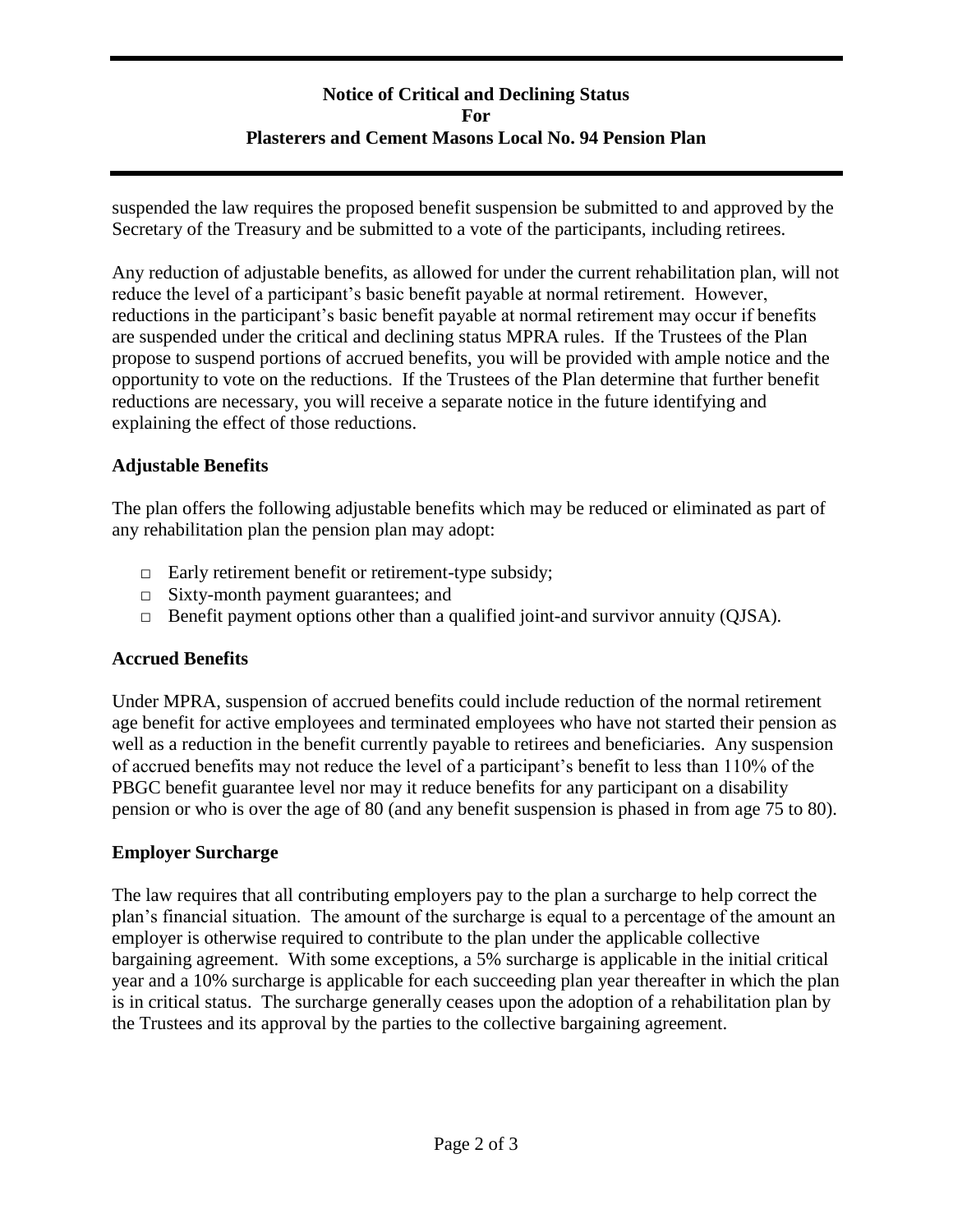suspended the law requires the proposed benefit suspension be submitted to and approved by the Secretary of the Treasury and be submitted to a vote of the participants, including retirees.

Any reduction of adjustable benefits, as allowed for under the current rehabilitation plan, will not reduce the level of a participant's basic benefit payable at normal retirement. However, reductions in the participant's basic benefit payable at normal retirement may occur if benefits are suspended under the critical and declining status MPRA rules. If the Trustees of the Plan propose to suspend portions of accrued benefits, you will be provided with ample notice and the opportunity to vote on the reductions. If the Trustees of the Plan determine that further benefit reductions are necessary, you will receive a separate notice in the future identifying and explaining the effect of those reductions.

## Adjustable Benefits

The plan offers the following adjustable benefits which may be reduced or eliminated as part of any rehabilitation plan the pension plan may adopt:

- Early retirement benefit or retirement-type subsidy;
- Sixty-month payment guarantees; and
- Benefit payment options other than a qualified joint-and survivor annuity (QJSA).

## Accrued Benefits

Under MPRA, suspension of accrued benefits could include reduction of the normal retirement age benefit for active employees and terminated employees who have not started their pension as well as a reduction in the benefit currently payable to retirees and beneficiaries. Any suspension of accrued benefits may not reduce the level of a participant's benefit to less than 110% of the PBGC benefit guarantee level nor may it reduce benefits for any participant on a disability pension or who is over the age of 80 (and any benefit suspension is phased in from age 75 to 80).

## Employer Surcharge

The law requires that all contributing employers pay to the plan a surcharge to help correct the plan's financial situation. The amount of the surcharge is equal to a percentage of the amount an employer is otherwise required to contribute to the plan under the applicable collective bargaining agreement. With some exceptions, a 5% surcharge is applicable in the initial critical year and a 10% surcharge is applicable for each succeeding plan year thereafter in which the plan is in critical status. The surcharge generally ceases upon the adoption of a rehabilitation plan by the Trustees and its approval by the parties to the collective bargaining agreement.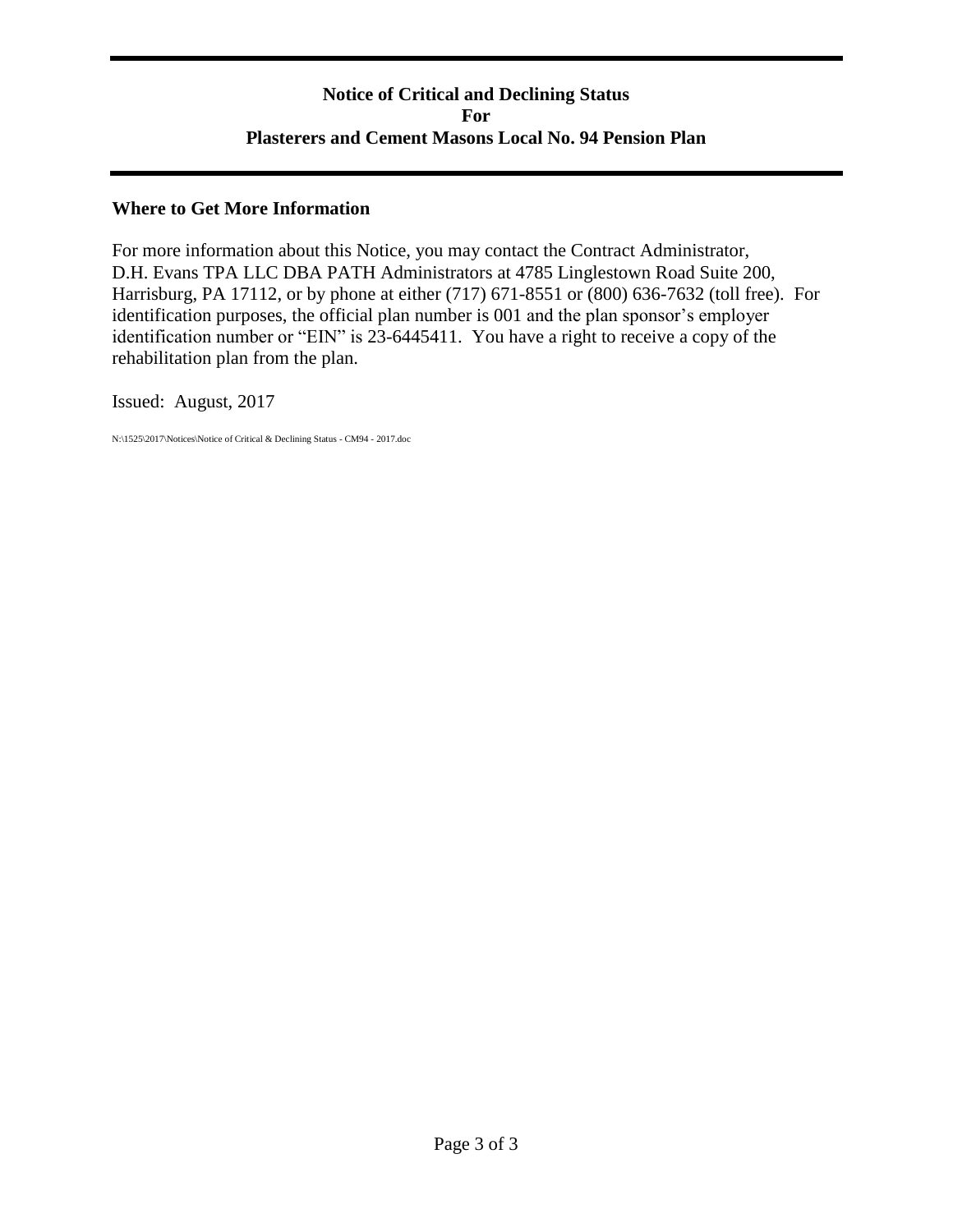# Notice of Critical and Declining Status For Plasterers and Cement Masons Local No. 94 Pension Plan

## Where to Get More Information

For more information about this Notice, you may contact the Contract Administrator, D.H. Evans TPA LLC DBA PATH Administrators at 4785 Linglestown Road Suite 200, Harrisburg, PA 17112, or by phone at either (717) 671-8551 or (800) 636-7632 (toll free). For identification purposes, the official plan number is 001 and the plan sponsor's employer identification number or "EIN" is 23-6445411. You have a right to receive a copy of the rehabilitation plan from the plan.

Issued: August, 2017

N:\1525\2017\Notices\Notice of Critical & Declining Status - CM94 - 2017.doc